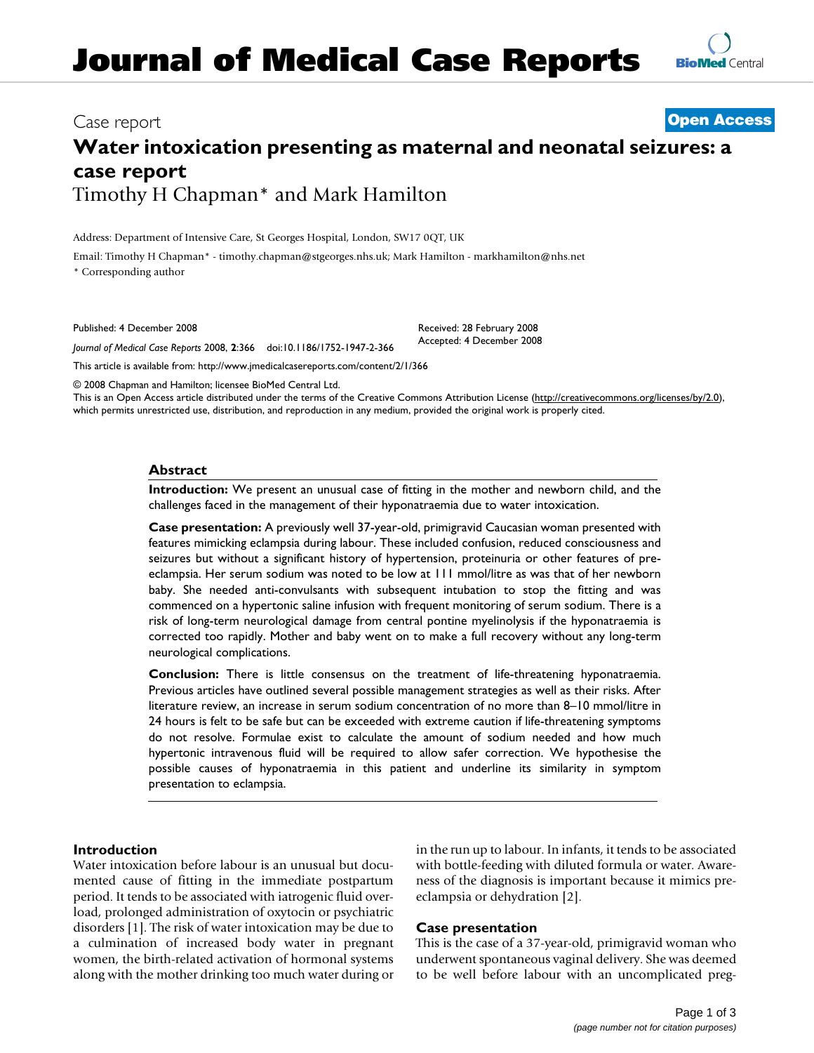# Journal of Medical Case Reports

Case report

**Open Access**

# Water intoxication presenting as maternal and neonatal seizures: a case report

Timothy H Chapman* and Mark Hamilton

Address: Department of Intensive Care, St Georges Hospital, London, SW17 0QT, UK

Email: Timothy H Chapman* - timothy.chapman@stgeorges.nhs.uk; Mark Hamilton - markhamilton@nhs.net

* Corresponding author

Published: 4 December 2008

*Journal of Medical Case Reports* 2008, **2**:366 doi:10.1186/1752-1947-2-366

Received: 28 February 2008
Accepted: 4 December 2008

This article is available from: http://www.jmedicalcasereports.com/content/2/1/366

© 2008 Chapman and Hamilton; licensee BioMed Central Ltd.

This is an Open Access article distributed under the terms of the Creative Commons Attribution License (http://creativecommons.org/licenses/by/2.0), which permits unrestricted use, distribution, and reproduction in any medium, provided the original work is properly cited.

## Abstract

**Introduction:** We present an unusual case of fitting in the mother and newborn child, and the challenges faced in the management of their hyponatraemia due to water intoxication.

**Case presentation:** A previously well 37-year-old, primigravid Caucasian woman presented with features mimicking eclampsia during labour. These included confusion, reduced consciousness and seizures but without a significant history of hypertension, proteinuria or other features of pre-eclampsia. Her serum sodium was noted to be low at 111 mmol/litre as was that of her newborn baby. She needed anti-convulsants with subsequent intubation to stop the fitting and was commenced on a hypertonic saline infusion with frequent monitoring of serum sodium. There is a risk of long-term neurological damage from central pontine myelinolysis if the hyponatraemia is corrected too rapidly. Mother and baby went on to make a full recovery without any long-term neurological complications.

**Conclusion:** There is little consensus on the treatment of life-threatening hyponatraemia. Previous articles have outlined several possible management strategies as well as their risks. After literature review, an increase in serum sodium concentration of no more than 8–10 mmol/litre in 24 hours is felt to be safe but can be exceeded with extreme caution if life-threatening symptoms do not resolve. Formulae exist to calculate the amount of sodium needed and how much hypertonic intravenous fluid will be required to allow safer correction. We hypothesise the possible causes of hyponatraemia in this patient and underline its similarity in symptom presentation to eclampsia.

## Introduction

Water intoxication before labour is an unusual but documented cause of fitting in the immediate postpartum period. It tends to be associated with iatrogenic fluid overload, prolonged administration of oxytocin or psychiatric disorders [1]. The risk of water intoxication may be due to a culmination of increased body water in pregnant women, the birth-related activation of hormonal systems along with the mother drinking too much water during or in the run up to labour. In infants, it tends to be associated with bottle-feeding with diluted formula or water. Awareness of the diagnosis is important because it mimics pre-eclampsia or dehydration [2].

## Case presentation

This is the case of a 37-year-old, primigravid woman who underwent spontaneous vaginal delivery. She was deemed to be well before labour with an uncomplicated preg-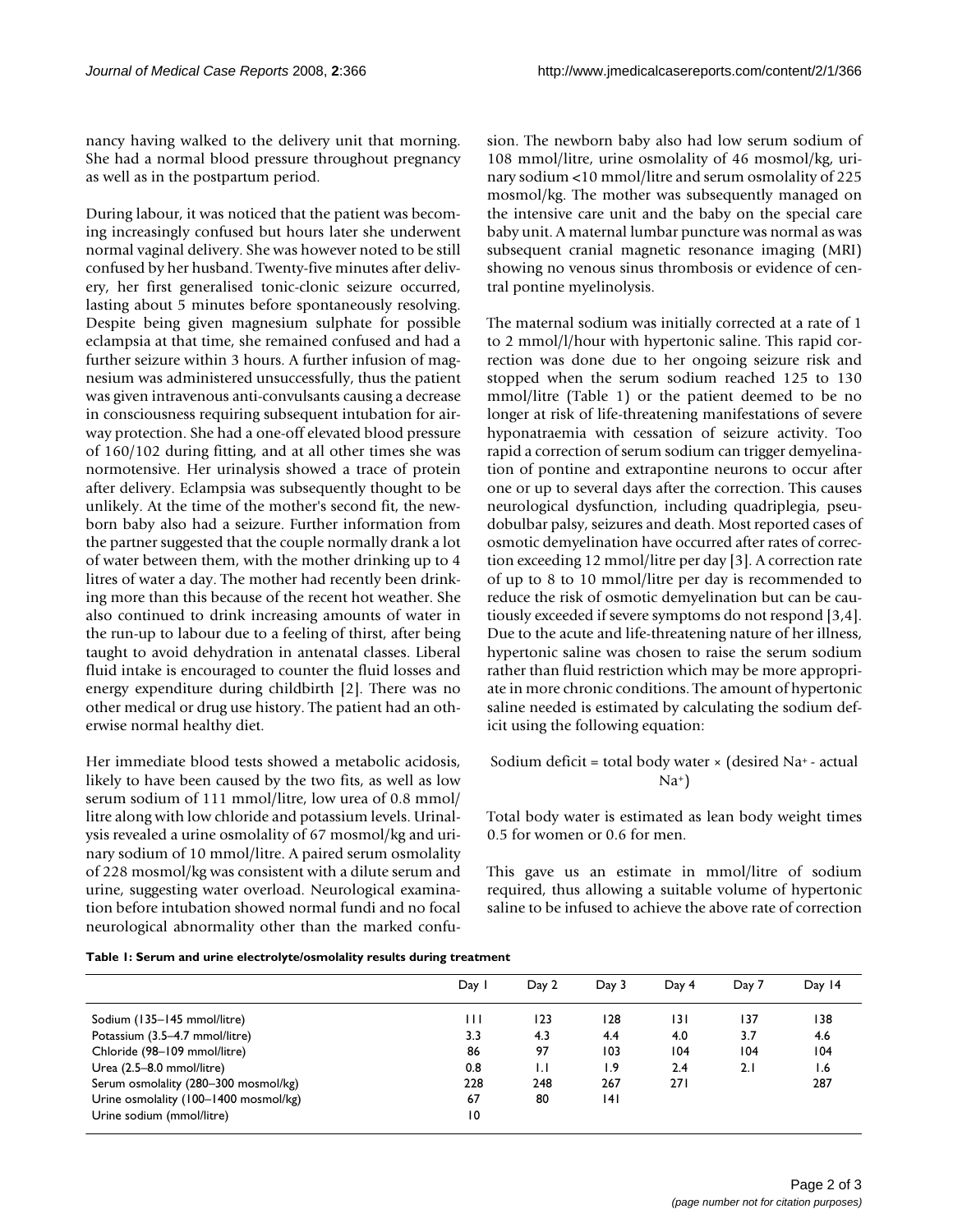nancy having walked to the delivery unit that morning. She had a normal blood pressure throughout pregnancy as well as in the postpartum period.

During labour, it was noticed that the patient was becoming increasingly confused but hours later she underwent normal vaginal delivery. She was however noted to be still confused by her husband. Twenty-five minutes after delivery, her first generalised tonic-clonic seizure occurred, lasting about 5 minutes before spontaneously resolving. Despite being given magnesium sulphate for possible eclampsia at that time, she remained confused and had a further seizure within 3 hours. A further infusion of magnesium was administered unsuccessfully, thus the patient was given intravenous anti-convulsants causing a decrease in consciousness requiring subsequent intubation for airway protection. She had a one-off elevated blood pressure of 160/102 during fitting, and at all other times she was normotensive. Her urinalysis showed a trace of protein after delivery. Eclampsia was subsequently thought to be unlikely. At the time of the mother's second fit, the newborn baby also had a seizure. Further information from the partner suggested that the couple normally drank a lot of water between them, with the mother drinking up to 4 litres of water a day. The mother had recently been drinking more than this because of the recent hot weather. She also continued to drink increasing amounts of water in the run-up to labour due to a feeling of thirst, after being taught to avoid dehydration in antenatal classes. Liberal fluid intake is encouraged to counter the fluid losses and energy expenditure during childbirth [2]. There was no other medical or drug use history. The patient had an otherwise normal healthy diet.

Her immediate blood tests showed a metabolic acidosis, likely to have been caused by the two fits, as well as low serum sodium of 111 mmol/litre, low urea of 0.8 mmol/litre along with low chloride and potassium levels. Urinalysis revealed a urine osmolality of 67 mosmol/kg and urinary sodium of 10 mmol/litre. A paired serum osmolality of 228 mosmol/kg was consistent with a dilute serum and urine, suggesting water overload. Neurological examination before intubation showed normal fundi and no focal neurological abnormality other than the marked confusion. The newborn baby also had low serum sodium of 108 mmol/litre, urine osmolality of 46 mosmol/kg, urinary sodium <10 mmol/litre and serum osmolality of 225 mosmol/kg. The mother was subsequently managed on the intensive care unit and the baby on the special care baby unit. A maternal lumbar puncture was normal as was subsequent cranial magnetic resonance imaging (MRI) showing no venous sinus thrombosis or evidence of central pontine myelinolysis.

The maternal sodium was initially corrected at a rate of 1 to 2 mmol/l/hour with hypertonic saline. This rapid correction was done due to her ongoing seizure risk and stopped when the serum sodium reached 125 to 130 mmol/litre (Table 1) or the patient deemed to be no longer at risk of life-threatening manifestations of severe hyponatraemia with cessation of seizure activity. Too rapid a correction of serum sodium can trigger demyelination of pontine and extrapontine neurons to occur after one or up to several days after the correction. This causes neurological dysfunction, including quadriplegia, pseudobulbar palsy, seizures and death. Most reported cases of osmotic demyelination have occurred after rates of correction exceeding 12 mmol/litre per day [3]. A correction rate of up to 8 to 10 mmol/litre per day is recommended to reduce the risk of osmotic demyelination but can be cautiously exceeded if severe symptoms do not respond [3,4]. Due to the acute and life-threatening nature of her illness, hypertonic saline was chosen to raise the serum sodium rather than fluid restriction which may be more appropriate in more chronic conditions. The amount of hypertonic saline needed is estimated by calculating the sodium deficit using the following equation:

$$\text{Sodium deficit} = \text{total body water} \times (\text{desired } Na^{+} - \text{actual } Na^{+})$$

Total body water is estimated as lean body weight times 0.5 for women or 0.6 for men.

This gave us an estimate in mmol/litre of sodium required, thus allowing a suitable volume of hypertonic saline to be infused to achieve the above rate of correction

**Table 1: Serum and urine electrolyte/osmolality results during treatment**

| | Day 1 | Day 2 | Day 3 | Day 4 | Day 7 | Day 14 |
|---|---|---|---|---|---|---|
| Sodium (135–145 mmol/litre) | 111 | 123 | 128 | 131 | 137 | 138 |
| Potassium (3.5–4.7 mmol/litre) | 3.3 | 4.3 | 4.4 | 4.0 | 3.7 | 4.6 |
| Chloride (98–109 mmol/litre) | 86 | 97 | 103 | 104 | 104 | 104 |
| Urea (2.5–8.0 mmol/litre) | 0.8 | 1.1 | 1.9 | 2.4 | 2.1 | 1.6 |
| Serum osmolality (280–300 mosmol/kg) | 228 | 248 | 267 | 271 | | 287 |
| Urine osmolality (100–1400 mosmol/kg) | 67 | 80 | 141 | | | |
| Urine sodium (mmol/litre) | 10 | | | | | |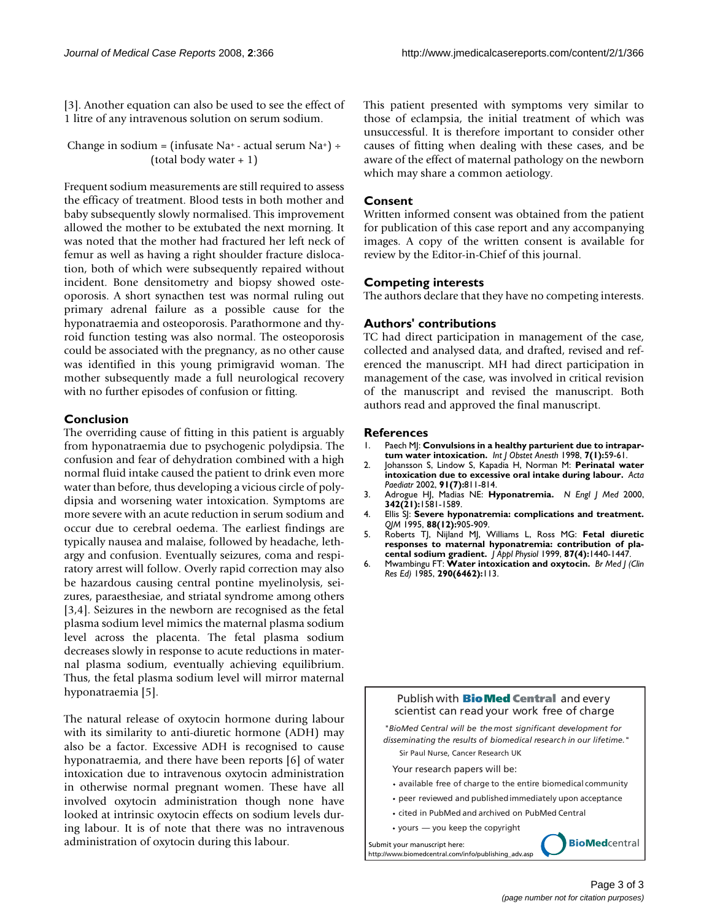[3]. Another equation can also be used to see the effect of 1 litre of any intravenous solution on serum sodium.

$$\text{Change in sodium} = (\text{infusate Na}^+ - \text{actual serum Na}^+) \div (\text{total body water} + 1)$$

Frequent sodium measurements are still required to assess the efficacy of treatment. Blood tests in both mother and baby subsequently slowly normalised. This improvement allowed the mother to be extubated the next morning. It was noted that the mother had fractured her left neck of femur as well as having a right shoulder fracture dislocation, both of which were subsequently repaired without incident. Bone densitometry and biopsy showed osteoporosis. A short synacthen test was normal ruling out primary adrenal failure as a possible cause for the hyponatraemia and osteoporosis. Parathormone and thyroid function testing was also normal. The osteoporosis could be associated with the pregnancy, as no other cause was identified in this young primigravid woman. The mother subsequently made a full neurological recovery with no further episodes of confusion or fitting.

## Conclusion

The overriding cause of fitting in this patient is arguably from hyponatraemia due to psychogenic polydipsia. The confusion and fear of dehydration combined with a high normal fluid intake caused the patient to drink even more water than before, thus developing a vicious circle of polydipsia and worsening water intoxication. Symptoms are more severe with an acute reduction in serum sodium and occur due to cerebral oedema. The earliest findings are typically nausea and malaise, followed by headache, lethargy and confusion. Eventually seizures, coma and respiratory arrest will follow. Overly rapid correction may also be hazardous causing central pontine myelinolysis, seizures, paraesthesiae, and striatal syndrome among others [3,4]. Seizures in the newborn are recognised as the fetal plasma sodium level mimics the maternal plasma sodium level across the placenta. The fetal plasma sodium decreases slowly in response to acute reductions in maternal plasma sodium, eventually achieving equilibrium. Thus, the fetal plasma sodium level will mirror maternal hyponatraemia [5].

The natural release of oxytocin hormone during labour with its similarity to anti-diuretic hormone (ADH) may also be a factor. Excessive ADH is recognised to cause hyponatraemia, and there have been reports [6] of water intoxication due to intravenous oxytocin administration in otherwise normal pregnant women. These have all involved oxytocin administration though none have looked at intrinsic oxytocin effects on sodium levels during labour. It is of note that there was no intravenous administration of oxytocin during this labour.

This patient presented with symptoms very similar to those of eclampsia, the initial treatment of which was unsuccessful. It is therefore important to consider other causes of fitting when dealing with these cases, and be aware of the effect of maternal pathology on the newborn which may share a common aetiology.

## Consent

Written informed consent was obtained from the patient for publication of this case report and any accompanying images. A copy of the written consent is available for review by the Editor-in-Chief of this journal.

## Competing interests

The authors declare that they have no competing interests.

## Authors' contributions

TC had direct participation in management of the case, collected and analysed data, and drafted, revised and referenced the manuscript. MH had direct participation in management of the case, was involved in critical revision of the manuscript and revised the manuscript. Both authors read and approved the final manuscript.

## References

1. Paech MJ: **Convulsions in a healthy parturient due to intrapartum water intoxication.** *Int J Obstet Anesth* 1998, **7(1):**59-61.
2. Johansson S, Lindow S, Kapadia H, Norman M: **Perinatal water intoxication due to excessive oral intake during labour.** *Acta Paediatr* 2002, **91(7):**811-814.
3. Adrogue HJ, Madias NE: **Hyponatremia.** *N Engl J Med* 2000, **342(21):**1581-1589.
4. Ellis SJ: **Severe hyponatremia: complications and treatment.** *QJM* 1995, **88(12):**905-909.
5. Roberts TJ, Nijland MJ, Williams L, Ross MG: **Fetal diuretic responses to maternal hyponatremia: contribution of placental sodium gradient.** *J Appl Physiol* 1999, **87(4):**1440-1447.
6. Mwambingu FT: **Water intoxication and oxytocin.** *Br Med J (Clin Res Ed)* 1985, **290(6462):**113.

Publish with **BioMed Central** and every scientist can read your work free of charge

*"BioMed Central will be the most significant development for disseminating the results of biomedical research in our lifetime."*
Sir Paul Nurse, Cancer Research UK

Your research papers will be:

- available free of charge to the entire biomedical community
- peer reviewed and published immediately upon acceptance
- cited in PubMed and archived on PubMed Central
- yours — you keep the copyright

Submit your manuscript here:
http://www.biomedcentral.com/info/publishing_adv.asp

BioMedcentral